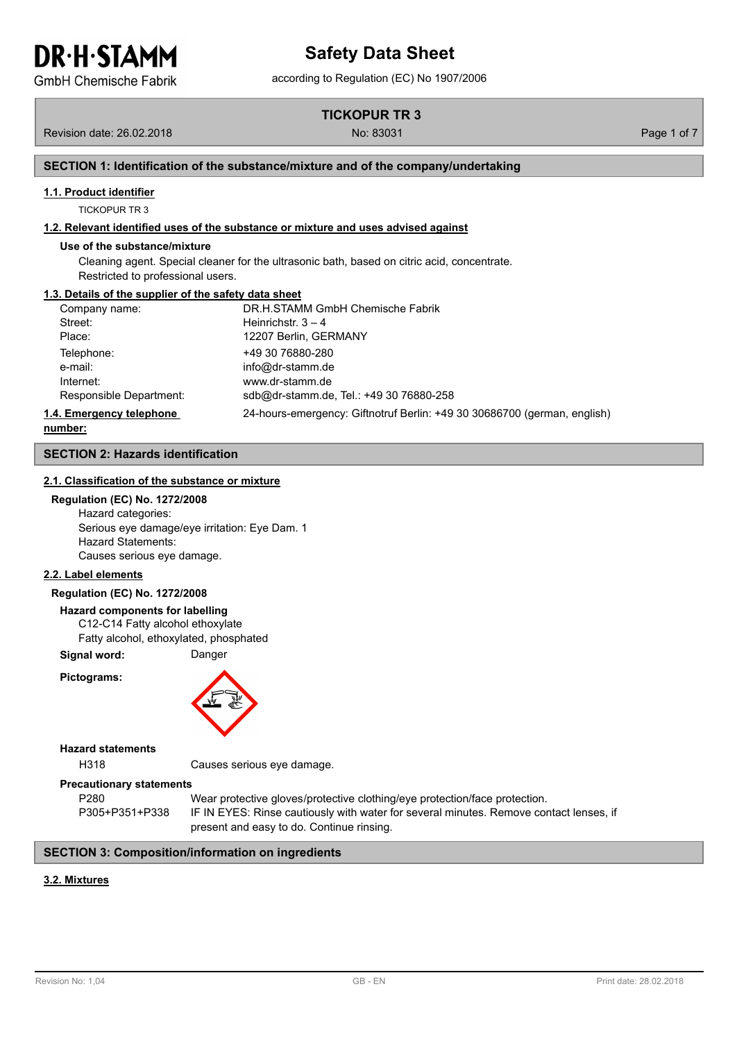# Safety Data Sheet

according to Regulation (EC) No 1907/2006

**TICKOPUR TR 3**

Revision date: 26.02.2018 No: 83031

## SECTION 1: Identification of the substance/mixture and of the company/undertaking

### 1.1. Product identifier

TICKOPUR TR 3

### 1.2. Relevant identified uses of the substance or mixture and uses advised against

**Use of the substance/mixture**

Cleaning agent. Special cleaner for the ultrasonic bath, based on citric acid, concentrate.
Restricted to professional users.

### 1.3. Details of the supplier of the safety data sheet

| | |
|---|---|
| Company name: | DR.H.STAMM GmbH Chemische Fabrik |
| Street: | Heinrichstr. 3 – 4 |
| Place: | 12207 Berlin, GERMANY |
| Telephone: | +49 30 76880-280 |
| e-mail: | info@dr-stamm.de |
| Internet: | www.dr-stamm.de |
| Responsible Department: | sdb@dr-stamm.de, Tel.: +49 30 76880-258 |

### 1.4. Emergency telephone number:

24-hours-emergency: Giftnotruf Berlin: +49 30 30686700 (german, english)

## SECTION 2: Hazards identification

### 2.1. Classification of the substance or mixture

**Regulation (EC) No. 1272/2008**

Hazard categories:
Serious eye damage/eye irritation: Eye Dam. 1
Hazard Statements:
Causes serious eye damage.

### 2.2. Label elements

**Regulation (EC) No. 1272/2008**

**Hazard components for labelling**

C12-C14 Fatty alcohol ethoxylate
Fatty alcohol, ethoxylated, phosphated

**Signal word:** Danger

**Pictograms:**

**Hazard statements**

| | |
|---|---|
| H318 | Causes serious eye damage. |

**Precautionary statements**

| | |
|---|---|
| P280 | Wear protective gloves/protective clothing/eye protection/face protection. |
| P305+P351+P338 | IF IN EYES: Rinse cautiously with water for several minutes. Remove contact lenses, if present and easy to do. Continue rinsing. |

## SECTION 3: Composition/information on ingredients

### 3.2. Mixtures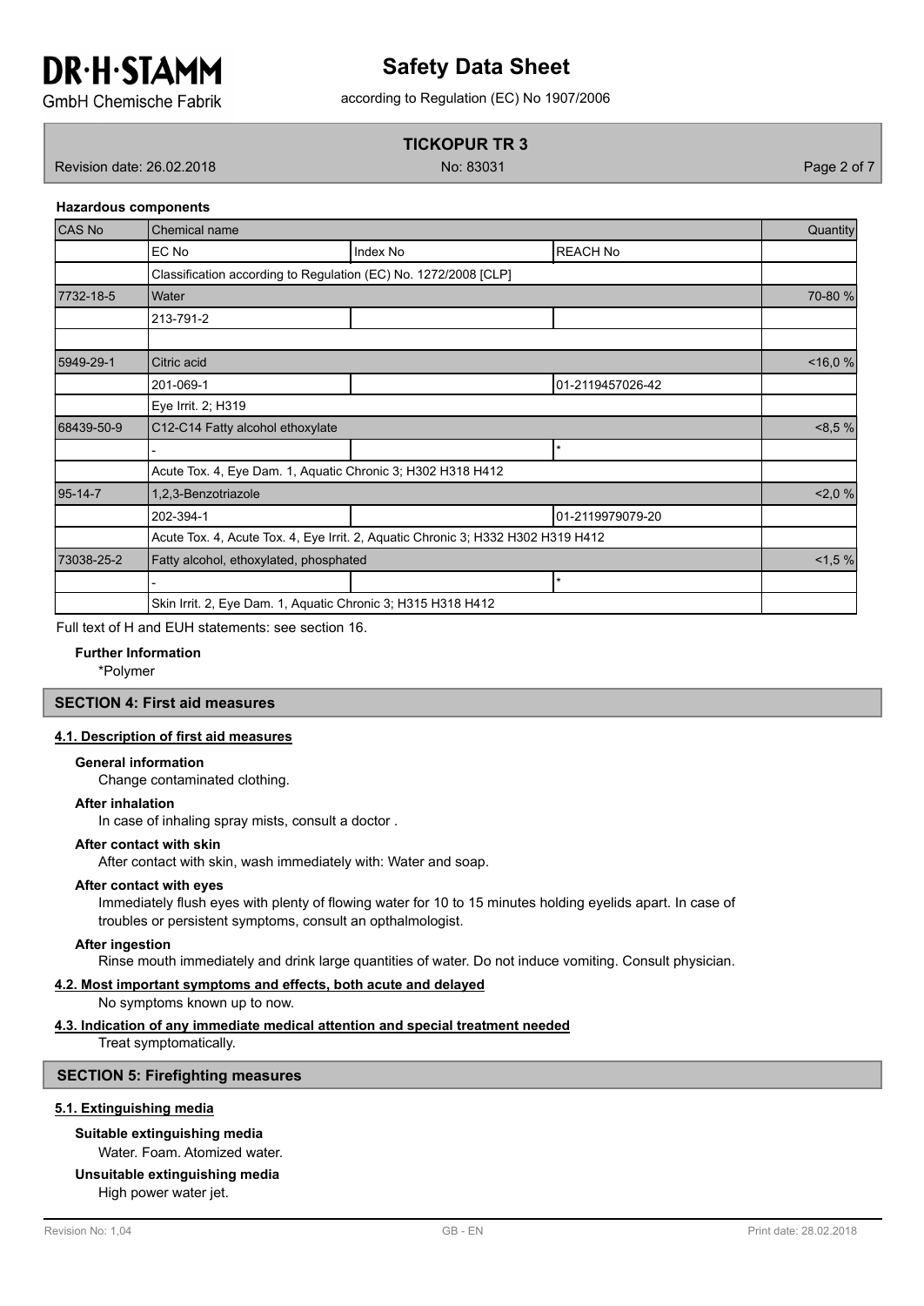**Hazardous components**

| CAS No | Chemical name | | | Quantity |
|---|---|---|---|---|
| | EC No | Index No | REACH No | |
| | Classification according to Regulation (EC) No. 1272/2008 [CLP] | | | |
| 7732-18-5 | Water | | | 70-80 % |
| | 213-791-2 | | | |
| | | | | |
| 5949-29-1 | Citric acid | | | <16,0 % |
| | 201-069-1 | | 01-2119457026-42 | |
| | Eye Irrit. 2; H319 | | | |
| 68439-50-9 | C12-C14 Fatty alcohol ethoxylate | | | <8,5 % |
| | - | | * | |
| | Acute Tox. 4, Eye Dam. 1, Aquatic Chronic 3; H302 H318 H412 | | | |
| 95-14-7 | 1,2,3-Benzotriazole | | | <2,0 % |
| | 202-394-1 | | 01-2119979079-20 | |
| | Acute Tox. 4, Acute Tox. 4, Eye Irrit. 2, Aquatic Chronic 3; H332 H302 H319 H412 | | | |
| 73038-25-2 | Fatty alcohol, ethoxylated, phosphated | | | <1,5 % |
| | - | | * | |
| | Skin Irrit. 2, Eye Dam. 1, Aquatic Chronic 3; H315 H318 H412 | | | |

Full text of H and EUH statements: see section 16.

**Further Information**

*Polymer

## SECTION 4: First aid measures

### 4.1. Description of first aid measures

**General information**

Change contaminated clothing.

**After inhalation**

In case of inhaling spray mists, consult a doctor .

**After contact with skin**

After contact with skin, wash immediately with: Water and soap.

**After contact with eyes**

Immediately flush eyes with plenty of flowing water for 10 to 15 minutes holding eyelids apart. In case of troubles or persistent symptoms, consult an opthalmologist.

**After ingestion**

Rinse mouth immediately and drink large quantities of water. Do not induce vomiting. Consult physician.

### 4.2. Most important symptoms and effects, both acute and delayed

No symptoms known up to now.

### 4.3. Indication of any immediate medical attention and special treatment needed

Treat symptomatically.

## SECTION 5: Firefighting measures

### 5.1. Extinguishing media

**Suitable extinguishing media**

Water. Foam. Atomized water.

**Unsuitable extinguishing media**

High power water jet.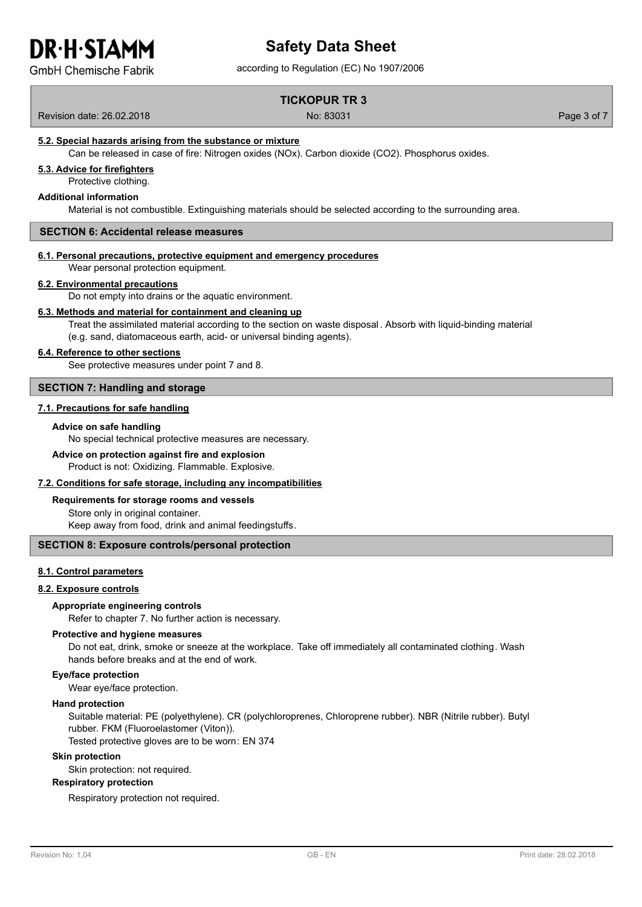#### 5.2. Special hazards arising from the substance or mixture

Can be released in case of fire: Nitrogen oxides (NOx). Carbon dioxide ($CO_2$). Phosphorus oxides.

#### 5.3. Advice for firefighters

Protective clothing.

**Additional information**

Material is not combustible. Extinguishing materials should be selected according to the surrounding area.

## SECTION 6: Accidental release measures

#### 6.1. Personal precautions, protective equipment and emergency procedures

Wear personal protection equipment.

#### 6.2. Environmental precautions

Do not empty into drains or the aquatic environment.

#### 6.3. Methods and material for containment and cleaning up

Treat the assimilated material according to the section on waste disposal. Absorb with liquid-binding material (e.g. sand, diatomaceous earth, acid- or universal binding agents).

#### 6.4. Reference to other sections

See protective measures under point 7 and 8.

## SECTION 7: Handling and storage

#### 7.1. Precautions for safe handling

**Advice on safe handling**

No special technical protective measures are necessary.

**Advice on protection against fire and explosion**

Product is not: Oxidizing. Flammable. Explosive.

#### 7.2. Conditions for safe storage, including any incompatibilities

**Requirements for storage rooms and vessels**

Store only in original container.
Keep away from food, drink and animal feedingstuffs.

## SECTION 8: Exposure controls/personal protection

#### 8.1. Control parameters

#### 8.2. Exposure controls

**Appropriate engineering controls**

Refer to chapter 7. No further action is necessary.

**Protective and hygiene measures**

Do not eat, drink, smoke or sneeze at the workplace. Take off immediately all contaminated clothing. Wash hands before breaks and at the end of work.

**Eye/face protection**

Wear eye/face protection.

**Hand protection**

Suitable material: PE (polyethylene). CR (polychloroprenes, Chloroprene rubber). NBR (Nitrile rubber). Butyl rubber. FKM (Fluoroelastomer (Viton)).
Tested protective gloves are to be worn: EN 374

**Skin protection**

Skin protection: not required.

**Respiratory protection**

Respiratory protection not required.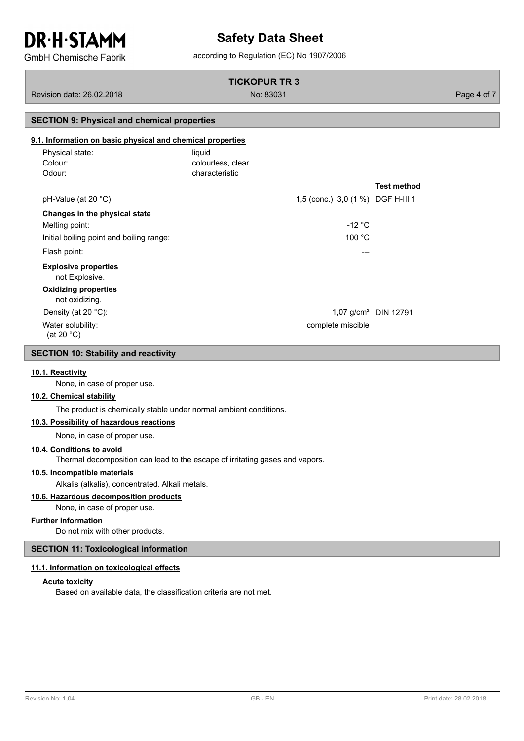## SECTION 9: Physical and chemical properties

### 9.1. Information on basic physical and chemical properties

| | | |
|---|---|---|
| Physical state: | liquid | |
| Colour: | colourless, clear | |
| Odour: | characteristic | |
| | | **Test method** |
| pH-Value (at 20 °C): | 1,5 (conc.) 3,0 (1 %) | DGF H-III 1 |
| **Changes in the physical state** | | |
| Melting point: | -12 °C | |
| Initial boiling point and boiling range: | 100 °C | |
| Flash point: | --- | |

**Explosive properties**
not Explosive.

**Oxidizing properties**
not oxidizing.

| | | |
|---|---|---|
| Density (at 20 °C): | 1,07 g/cm³ | DIN 12791 |
| Water solubility: (at 20 °C) | complete miscible | |

## SECTION 10: Stability and reactivity

### 10.1. Reactivity

None, in case of proper use.

### 10.2. Chemical stability

The product is chemically stable under normal ambient conditions.

### 10.3. Possibility of hazardous reactions

None, in case of proper use.

### 10.4. Conditions to avoid

Thermal decomposition can lead to the escape of irritating gases and vapors.

### 10.5. Incompatible materials

Alkalis (alkalis), concentrated. Alkali metals.

### 10.6. Hazardous decomposition products

None, in case of proper use.

**Further information**

Do not mix with other products.

## SECTION 11: Toxicological information

### 11.1. Information on toxicological effects

**Acute toxicity**

Based on available data, the classification criteria are not met.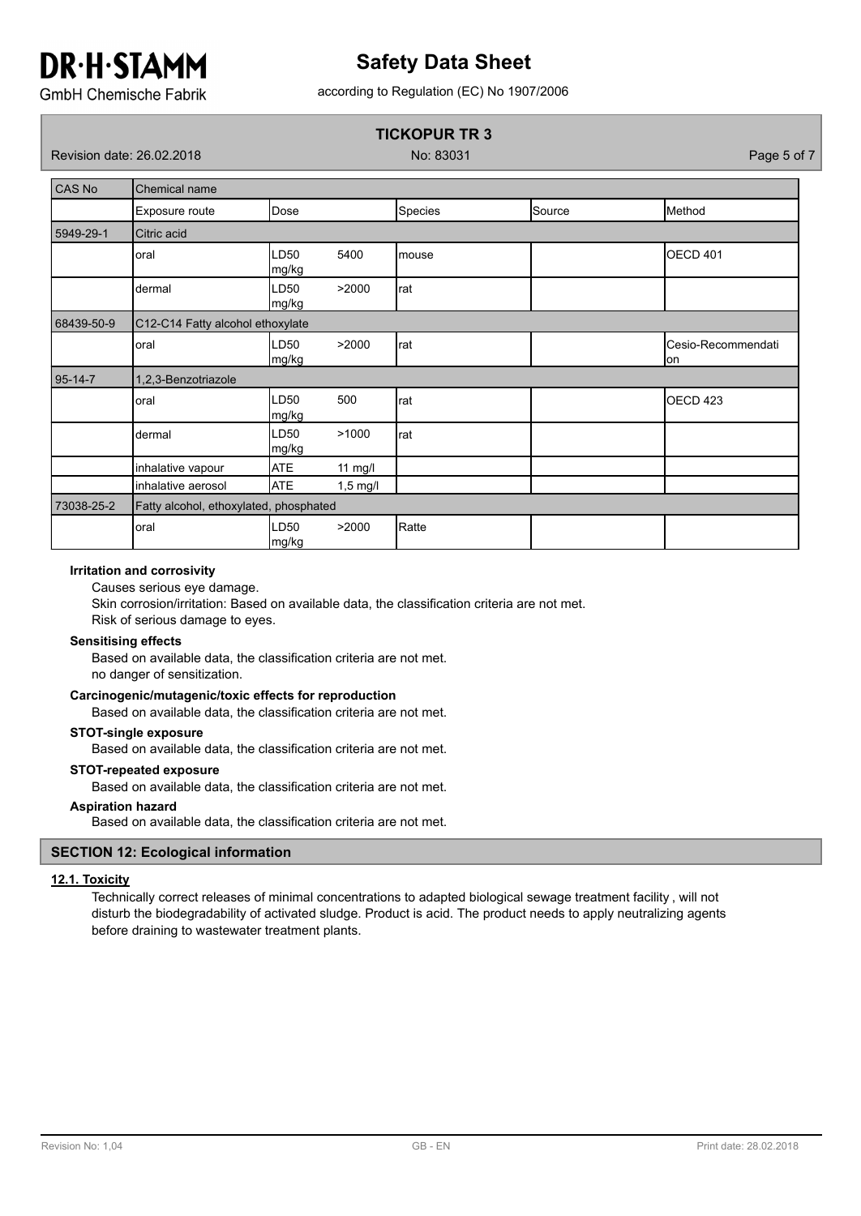| CAS No | Chemical name | | | | |
|---|---|---|---|---|---|
| | Exposure route | Dose | Species | Source | Method |
| 5949-29-1 | Citric acid | | | | |
| | oral | LD50 5400 mg/kg | mouse | | OECD 401 |
| | dermal | LD50 >2000 mg/kg | rat | | |
| 68439-50-9 | C12-C14 Fatty alcohol ethoxylate | | | | |
| | oral | LD50 >2000 mg/kg | rat | | Cesio-Recommendation |
| 95-14-7 | 1,2,3-Benzotriazole | | | | |
| | oral | LD50 500 mg/kg | rat | | OECD 423 |
| | dermal | LD50 >1000 mg/kg | rat | | |
| | inhalative vapour | ATE 11 mg/l | | | |
| | inhalative aerosol | ATE 1,5 mg/l | | | |
| 73038-25-2 | Fatty alcohol, ethoxylated, phosphated | | | | |
| | oral | LD50 >2000 mg/kg | Ratte | | |

**Irritation and corrosivity**

Causes serious eye damage.
Skin corrosion/irritation: Based on available data, the classification criteria are not met.
Risk of serious damage to eyes.

**Sensitising effects**

Based on available data, the classification criteria are not met.
no danger of sensitization.

**Carcinogenic/mutagenic/toxic effects for reproduction**

Based on available data, the classification criteria are not met.

**STOT-single exposure**

Based on available data, the classification criteria are not met.

**STOT-repeated exposure**

Based on available data, the classification criteria are not met.

**Aspiration hazard**

Based on available data, the classification criteria are not met.

## SECTION 12: Ecological information

### 12.1. Toxicity

Technically correct releases of minimal concentrations to adapted biological sewage treatment facility , will not disturb the biodegradability of activated sludge. Product is acid. The product needs to apply neutralizing agents before draining to wastewater treatment plants.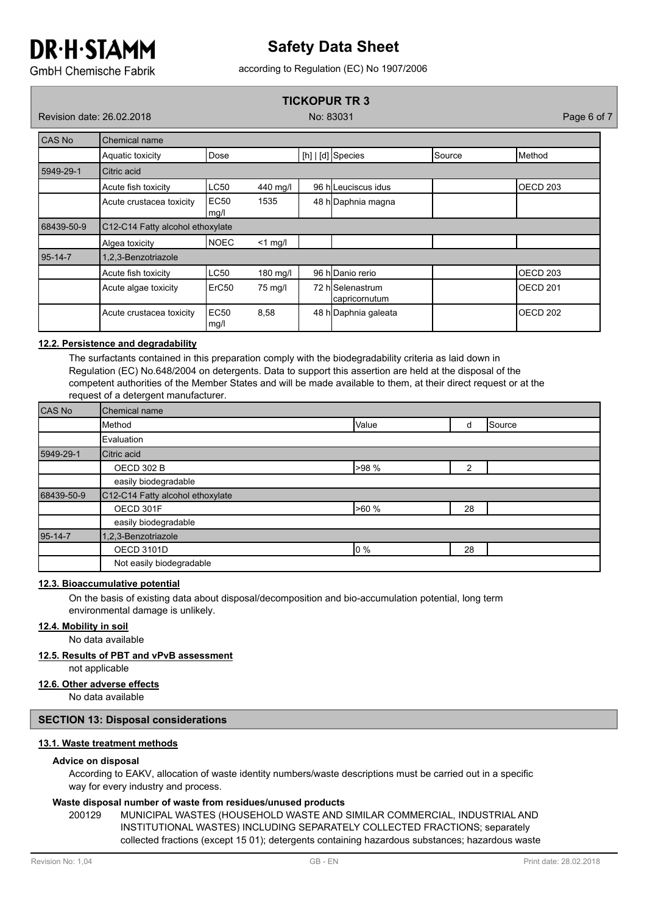| CAS No | Chemical name | | | | | |
|---|---|---|---|---|---|---|
| | Aquatic toxicity | Dose | | [h] \| [d] | Species | Source | Method |
| 5949-29-1 | Citric acid | | | | | | |
| | Acute fish toxicity | LC50 | 440 mg/l | 96 h | Leuciscus idus | | OECD 203 |
| | Acute crustacea toxicity | EC50 mg/l | 1535 | 48 h | Daphnia magna | | |
| 68439-50-9 | C12-C14 Fatty alcohol ethoxylate | | | | | | |
| | Algea toxicity | NOEC | <1 mg/l | | | | |
| 95-14-7 | 1,2,3-Benzotriazole | | | | | | |
| | Acute fish toxicity | LC50 | 180 mg/l | 96 h | Danio rerio | | OECD 203 |
| | Acute algae toxicity | ErC50 | 75 mg/l | 72 h | Selenastrum capricornutum | | OECD 201 |
| | Acute crustacea toxicity | EC50 mg/l | 8,58 | 48 h | Daphnia galeata | | OECD 202 |

### 12.2. Persistence and degradability

The surfactants contained in this preparation comply with the biodegradability criteria as laid down in Regulation (EC) No.648/2004 on detergents. Data to support this assertion are held at the disposal of the competent authorities of the Member States and will be made available to them, at their direct request or at the request of a detergent manufacturer.

| CAS No | Chemical name | | | |
|---|---|---|---|---|
| | Method | Value | d | Source |
| | Evaluation | | | |
| 5949-29-1 | Citric acid | | | |
| | OECD 302 B | >98 % | 2 | |
| | easily biodegradable | | | |
| 68439-50-9 | C12-C14 Fatty alcohol ethoxylate | | | |
| | OECD 301F | >60 % | 28 | |
| | easily biodegradable | | | |
| 95-14-7 | 1,2,3-Benzotriazole | | | |
| | OECD 3101D | 0 % | 28 | |
| | Not easily biodegradable | | | |

### 12.3. Bioaccumulative potential

On the basis of existing data about disposal/decomposition and bio-accumulation potential, long term environmental damage is unlikely.

### 12.4. Mobility in soil

No data available

### 12.5. Results of PBT and vPvB assessment

not applicable

### 12.6. Other adverse effects

No data available

## SECTION 13: Disposal considerations

### 13.1. Waste treatment methods

**Advice on disposal**

According to EAKV, allocation of waste identity numbers/waste descriptions must be carried out in a specific way for every industry and process.

**Waste disposal number of waste from residues/unused products**

200129 MUNICIPAL WASTES (HOUSEHOLD WASTE AND SIMILAR COMMERCIAL, INDUSTRIAL AND INSTITUTIONAL WASTES) INCLUDING SEPARATELY COLLECTED FRACTIONS; separately collected fractions (except 15 01); detergents containing hazardous substances; hazardous waste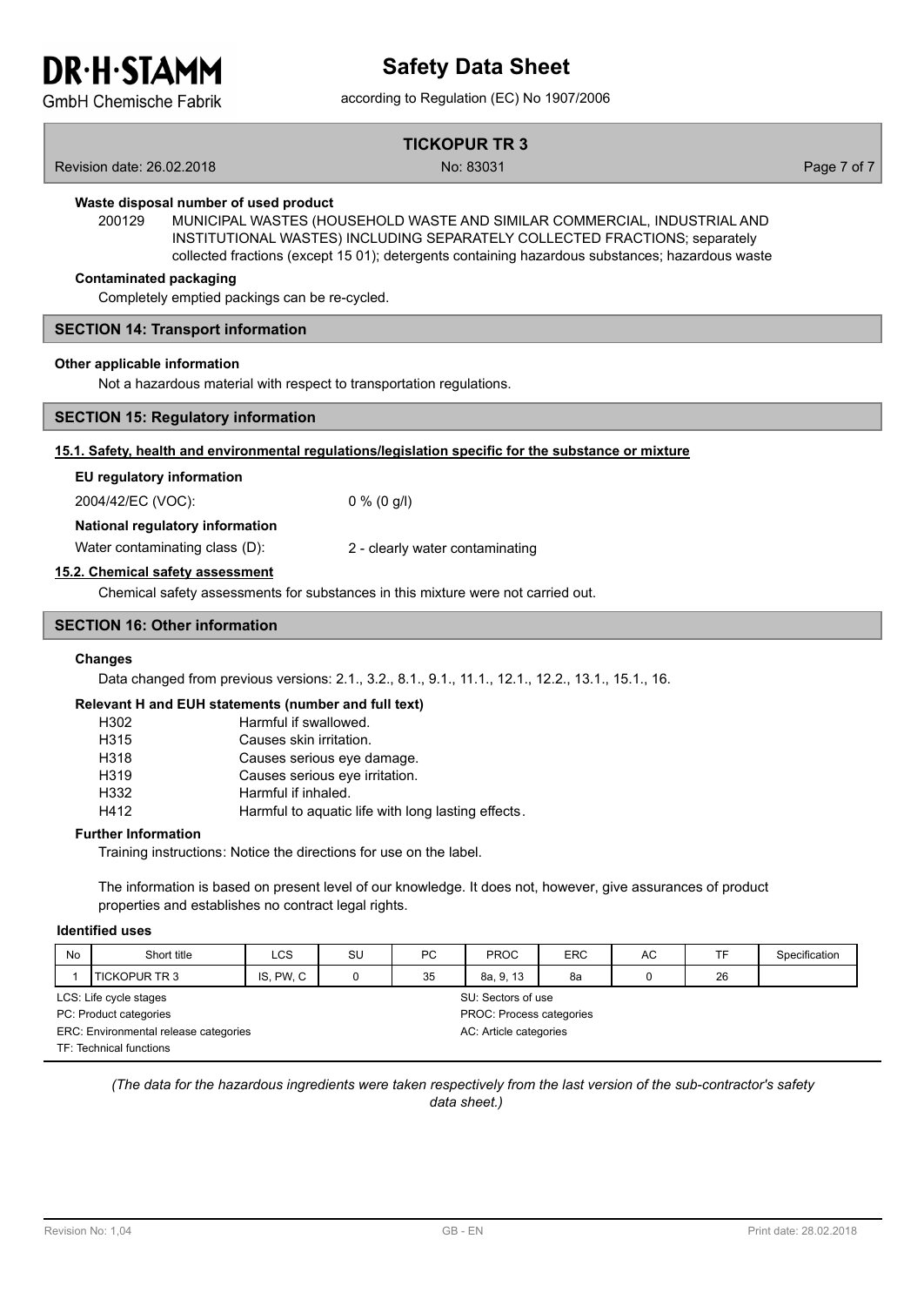**Waste disposal number of used product**

200129 MUNICIPAL WASTES (HOUSEHOLD WASTE AND SIMILAR COMMERCIAL, INDUSTRIAL AND INSTITUTIONAL WASTES) INCLUDING SEPARATELY COLLECTED FRACTIONS; separately collected fractions (except 15 01); detergents containing hazardous substances; hazardous waste

**Contaminated packaging**

Completely emptied packings can be re-cycled.

## SECTION 14: Transport information

**Other applicable information**

Not a hazardous material with respect to transportation regulations.

## SECTION 15: Regulatory information

### 15.1. Safety, health and environmental regulations/legislation specific for the substance or mixture

**EU regulatory information**

2004/42/EC (VOC): 0 % (0 g/l)

**National regulatory information**

Water contaminating class (D): 2 - clearly water contaminating

### 15.2. Chemical safety assessment

Chemical safety assessments for substances in this mixture were not carried out.

## SECTION 16: Other information

**Changes**

Data changed from previous versions: 2.1., 3.2., 8.1., 9.1., 11.1., 12.1., 12.2., 13.1., 15.1., 16.

**Relevant H and EUH statements (number and full text)**

| | |
|---|---|
| H302 | Harmful if swallowed. |
| H315 | Causes skin irritation. |
| H318 | Causes serious eye damage. |
| H319 | Causes serious eye irritation. |
| H332 | Harmful if inhaled. |
| H412 | Harmful to aquatic life with long lasting effects. |

**Further Information**

Training instructions: Notice the directions for use on the label.

The information is based on present level of our knowledge. It does not, however, give assurances of product properties and establishes no contract legal rights.

**Identified uses**

| No | Short title | LCS | SU | PC | PROC | ERC | AC | TF | Specification |
|---|---|---|---|---|---|---|---|---|---|
| 1 | TICKOPUR TR 3 | IS, PW, C | 0 | 35 | 8a, 9, 13 | 8a | 0 | 26 | |

LCS: Life cycle stages
SU: Sectors of use
PC: Product categories
PROC: Process categories
ERC: Environmental release categories
AC: Article categories
TF: Technical functions

*(The data for the hazardous ingredients were taken respectively from the last version of the sub-contractor's safety data sheet.)*